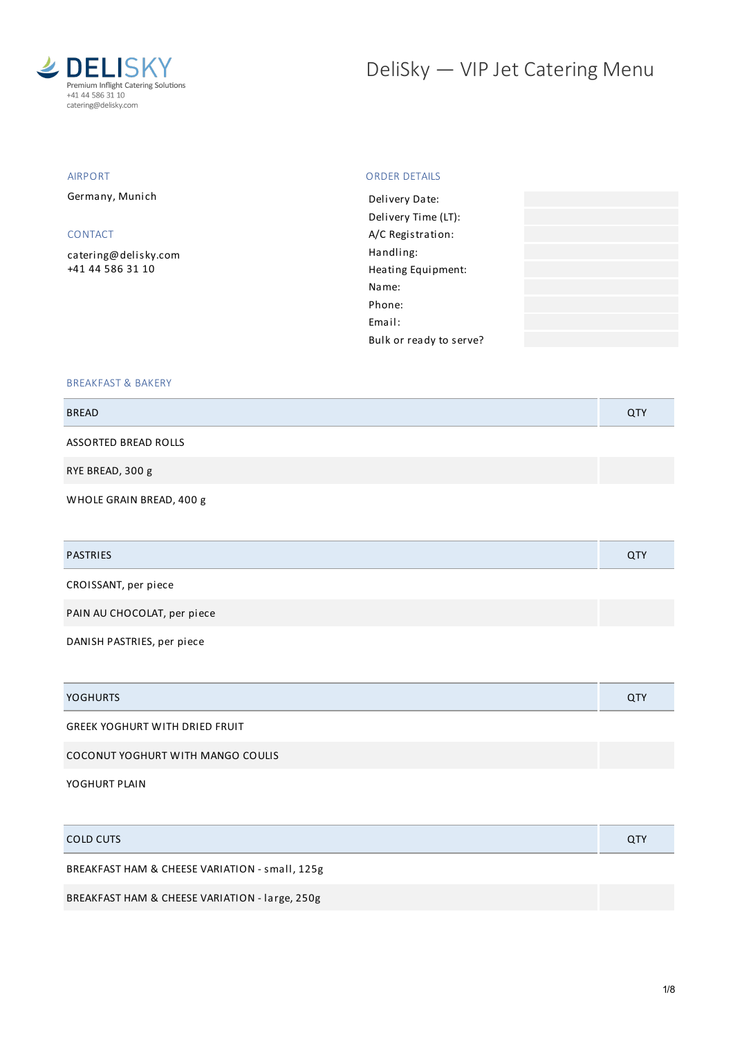**DELISKY**
Premium Inflight Catering Solutions
+41 44 586 31 10
catering@delisky.com

# DeliSky — VIP Jet Catering Menu

## AIRPORT

Germany, Munich

## CONTACT

catering@delisky.com
+41 44 586 31 10

## ORDER DETAILS

| | |
|---|---|
| Delivery Date: | |
| Delivery Time (LT): | |
| A/C Registration: | |
| Handling: | |
| Heating Equipment: | |
| Name: | |
| Phone: | |
| Email: | |
| Bulk or ready to serve? | |

## BREAKFAST & BAKERY

| BREAD | QTY |
|---|---|
| ASSORTED BREAD ROLLS | |
| RYE BREAD, 300 g | |
| WHOLE GRAIN BREAD, 400 g | |

| PASTRIES | QTY |
|---|---|
| CROISSANT, per piece | |
| PAIN AU CHOCOLAT, per piece | |
| DANISH PASTRIES, per piece | |

| YOGHURTS | QTY |
|---|---|
| GREEK YOGHURT WITH DRIED FRUIT | |
| COCONUT YOGHURT WITH MANGO COULIS | |
| YOGHURT PLAIN | |

| COLD CUTS | QTY |
|---|---|
| BREAKFAST HAM & CHEESE VARIATION - small, 125g | |
| BREAKFAST HAM & CHEESE VARIATION - large, 250g | |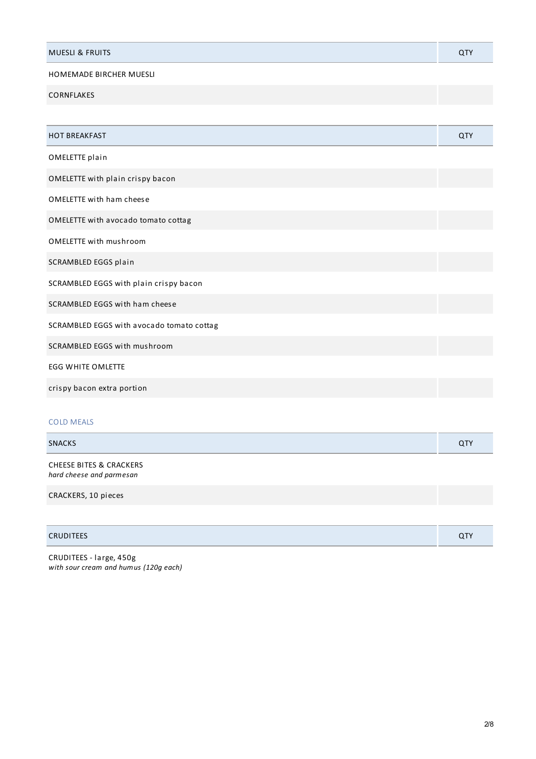| MUESLI & FRUITS | QTY |
| --- | --- |
| HOMEMADE BIRCHER MUESLI | |
| CORNFLAKES | |

| HOT BREAKFAST | QTY |
| --- | --- |
| OMELETTE plain | |
| OMELETTE with plain crispy bacon | |
| OMELETTE with ham cheese | |
| OMELETTE with avocado tomato cottag | |
| OMELETTE with mushroom | |
| SCRAMBLED EGGS plain | |
| SCRAMBLED EGGS with plain crispy bacon | |
| SCRAMBLED EGGS with ham cheese | |
| SCRAMBLED EGGS with avocado tomato cottag | |
| SCRAMBLED EGGS with mushroom | |
| EGG WHITE OMLETTE | |
| crispy bacon extra portion | |

## COLD MEALS

| SNACKS | QTY |
| --- | --- |
| CHEESE BITES & CRACKERS<br>*hard cheese and parmesan* | |
| CRACKERS, 10 pieces | |

| CRUDITEES | QTY |
| --- | --- |
| CRUDITEES - large, 450g<br>*with sour cream and humus (120g each)* | |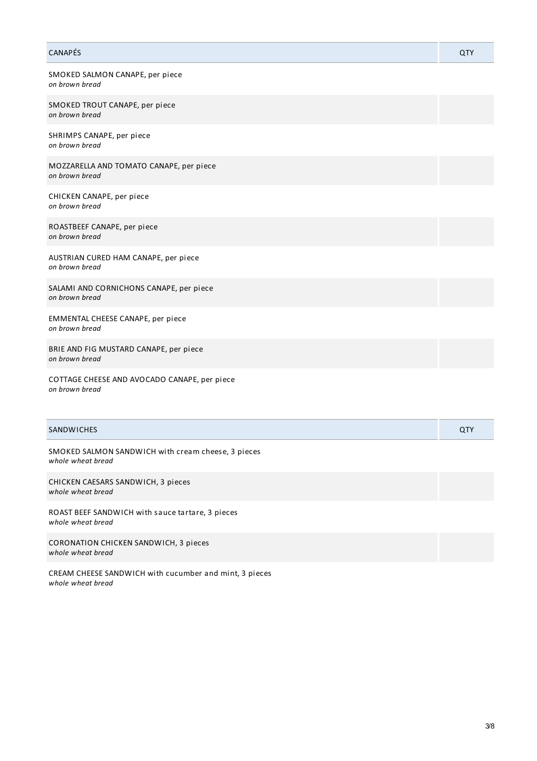| CANAPÉS | QTY |
|---|---|
| SMOKED SALMON CANAPE, per piece<br>*on brown bread* | |
| SMOKED TROUT CANAPE, per piece<br>*on brown bread* | |
| SHRIMPS CANAPE, per piece<br>*on brown bread* | |
| MOZZARELLA AND TOMATO CANAPE, per piece<br>*on brown bread* | |
| CHICKEN CANAPE, per piece<br>*on brown bread* | |
| ROASTBEEF CANAPE, per piece<br>*on brown bread* | |
| AUSTRIAN CURED HAM CANAPE, per piece<br>*on brown bread* | |
| SALAMI AND CORNICHONS CANAPE, per piece<br>*on brown bread* | |
| EMMENTAL CHEESE CANAPE, per piece<br>*on brown bread* | |
| BRIE AND FIG MUSTARD CANAPE, per piece<br>*on brown bread* | |
| COTTAGE CHEESE AND AVOCADO CANAPE, per piece<br>*on brown bread* | |

| SANDWICHES | QTY |
|---|---|
| SMOKED SALMON SANDWICH with cream cheese, 3 pieces<br>*whole wheat bread* | |
| CHICKEN CAESARS SANDWICH, 3 pieces<br>*whole wheat bread* | |
| ROAST BEEF SANDWICH with sauce tartare, 3 pieces<br>*whole wheat bread* | |
| CORONATION CHICKEN SANDWICH, 3 pieces<br>*whole wheat bread* | |
| CREAM CHEESE SANDWICH with cucumber and mint, 3 pieces<br>*whole wheat bread* | |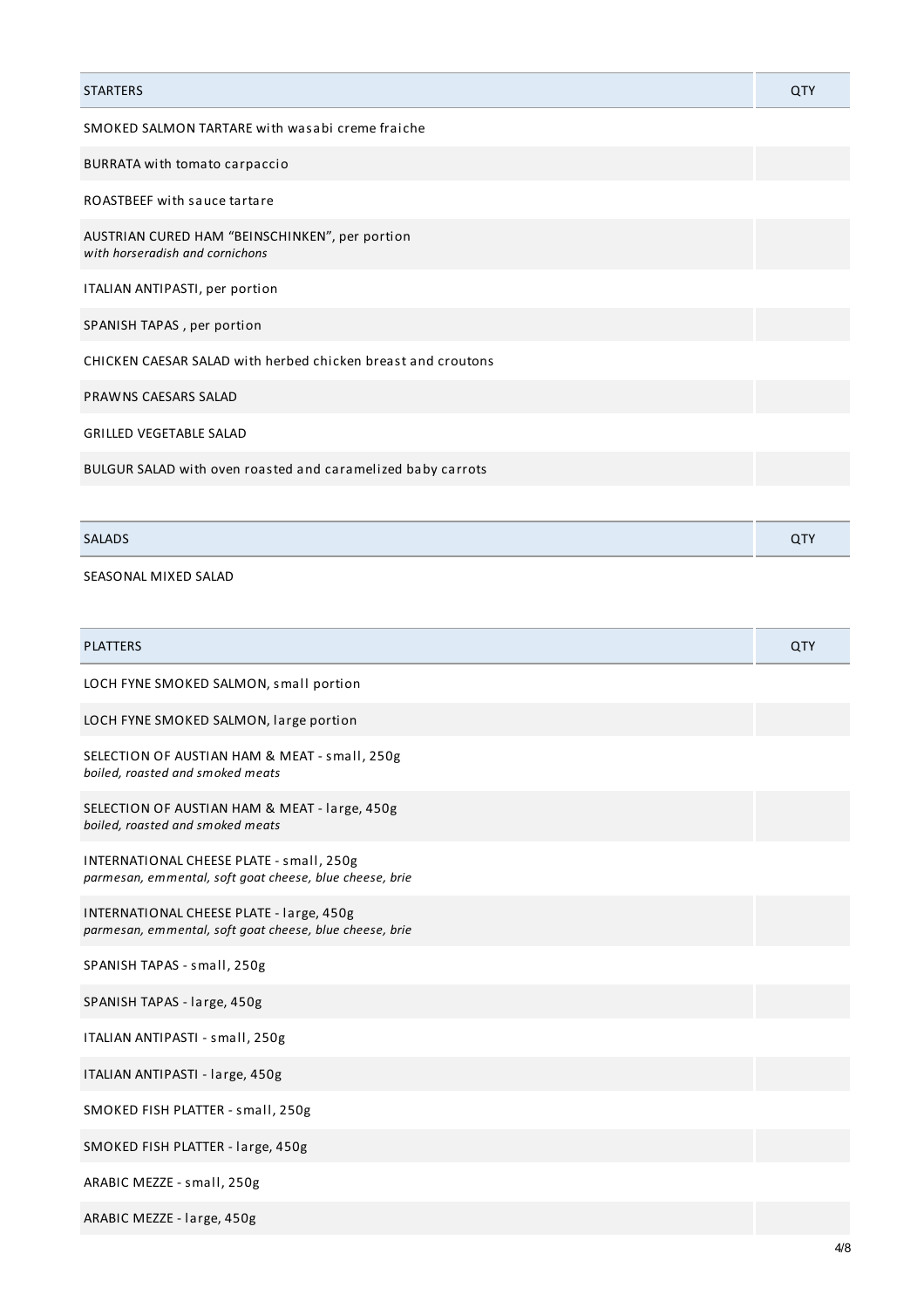| STARTERS | QTY |
|---|---|
| SMOKED SALMON TARTARE with wasabi creme fraiche | |
| BURRATA with tomato carpaccio | |
| ROASTBEEF with sauce tartare | |
| AUSTRIAN CURED HAM “BEINSCHINKEN”, per portion<br>*with horseradish and cornichons* | |
| ITALIAN ANTIPASTI, per portion | |
| SPANISH TAPAS , per portion | |
| CHICKEN CAESAR SALAD with herbed chicken breast and croutons | |
| PRAWNS CAESARS SALAD | |
| GRILLED VEGETABLE SALAD | |
| BULGUR SALAD with oven roasted and caramelized baby carrots | |

| SALADS | QTY |
|---|---|
| SEASONAL MIXED SALAD | |

| PLATTERS | QTY |
|---|---|
| LOCH FYNE SMOKED SALMON, small portion | |
| LOCH FYNE SMOKED SALMON, large portion | |
| SELECTION OF AUSTIAN HAM & MEAT - small, 250g<br>*boiled, roasted and smoked meats* | |
| SELECTION OF AUSTIAN HAM & MEAT - large, 450g<br>*boiled, roasted and smoked meats* | |
| INTERNATIONAL CHEESE PLATE - small, 250g<br>*parmesan, emmental, soft goat cheese, blue cheese, brie* | |
| INTERNATIONAL CHEESE PLATE - large, 450g<br>*parmesan, emmental, soft goat cheese, blue cheese, brie* | |
| SPANISH TAPAS - small, 250g | |
| SPANISH TAPAS - large, 450g | |
| ITALIAN ANTIPASTI - small, 250g | |
| ITALIAN ANTIPASTI - large, 450g | |
| SMOKED FISH PLATTER - small, 250g | |
| SMOKED FISH PLATTER - large, 450g | |
| ARABIC MEZZE - small, 250g | |
| ARABIC MEZZE - large, 450g | |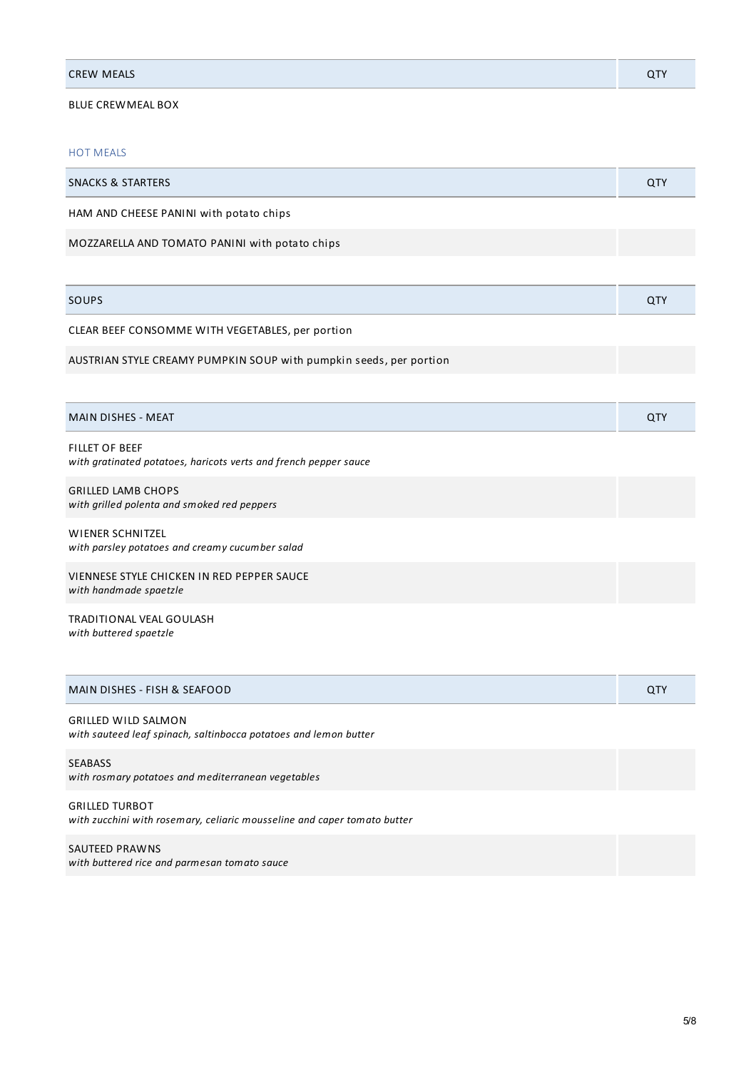| CREW MEALS | QTY |
|---|---|
| BLUE CREWMEAL BOX | |

### HOT MEALS

| SNACKS & STARTERS | QTY |
|---|---|
| HAM AND CHEESE PANINI with potato chips | |
| MOZZARELLA AND TOMATO PANINI with potato chips | |

| SOUPS | QTY |
|---|---|
| CLEAR BEEF CONSOMME WITH VEGETABLES, per portion | |
| AUSTRIAN STYLE CREAMY PUMPKIN SOUP with pumpkin seeds, per portion | |

| MAIN DISHES - MEAT | QTY |
|---|---|
| FILLET OF BEEF<br>*with gratinated potatoes, haricots verts and french pepper sauce* | |
| GRILLED LAMB CHOPS<br>*with grilled polenta and smoked red peppers* | |
| WIENER SCHNITZEL<br>*with parsley potatoes and creamy cucumber salad* | |
| VIENNESE STYLE CHICKEN IN RED PEPPER SAUCE<br>*with handmade spaetzle* | |
| TRADITIONAL VEAL GOULASH<br>*with buttered spaetzle* | |

| MAIN DISHES - FISH & SEAFOOD | QTY |
|---|---|
| GRILLED WILD SALMON<br>*with sauteed leaf spinach, saltinbocca potatoes and lemon butter* | |
| SEABASS<br>*with rosmary potatoes and mediterranean vegetables* | |
| GRILLED TURBOT<br>*with zucchini with rosemary, celiaric mousseline and caper tomato butter* | |
| SAUTEED PRAWNS<br>*with buttered rice and parmesan tomato sauce* | |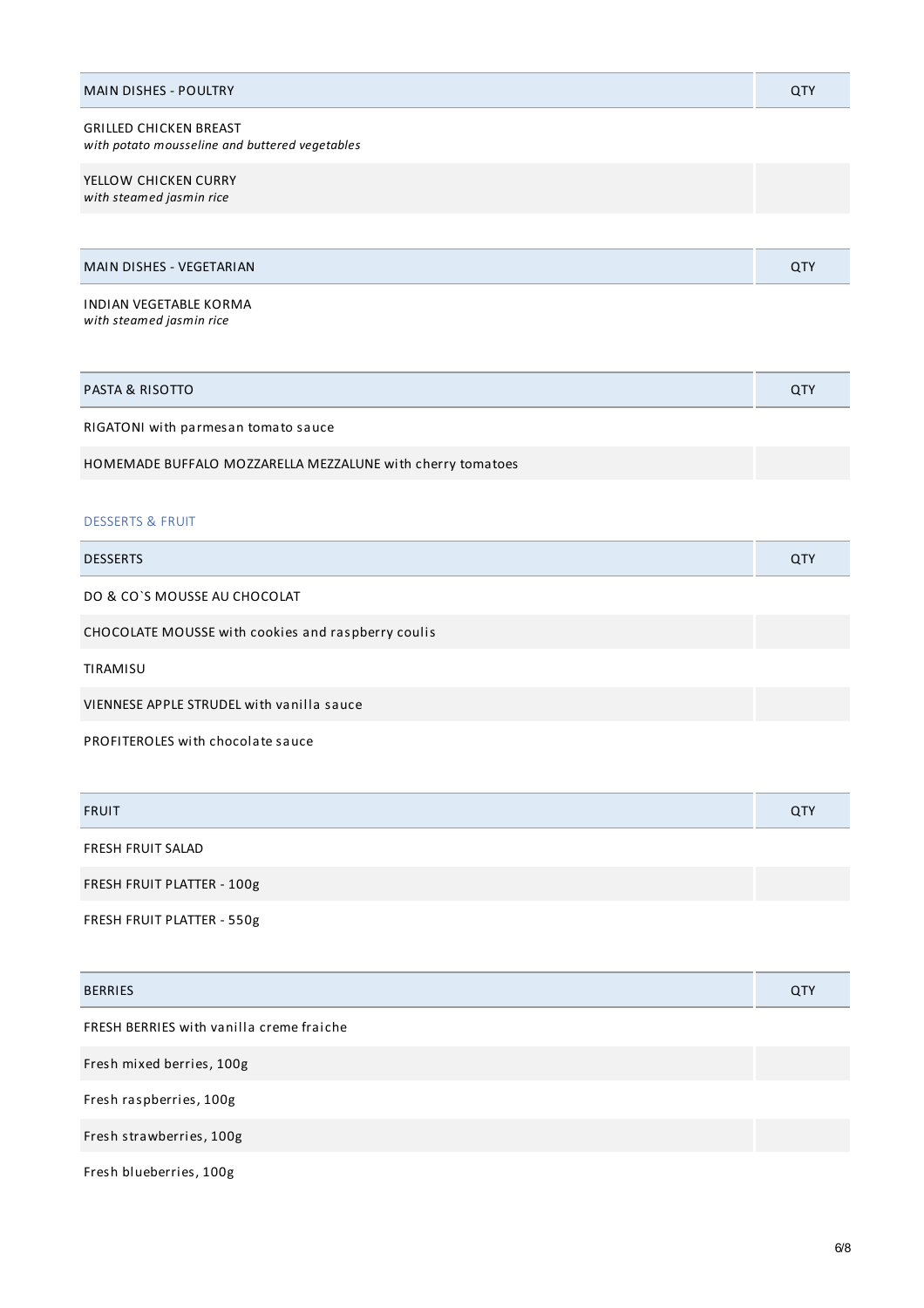| MAIN DISHES - POULTRY | QTY |
|---|---|
| GRILLED CHICKEN BREAST<br>*with potato mousseline and buttered vegetables* | |
| YELLOW CHICKEN CURRY<br>*with steamed jasmin rice* | |

| MAIN DISHES - VEGETARIAN | QTY |
|---|---|
| INDIAN VEGETABLE KORMA<br>*with steamed jasmin rice* | |

| PASTA & RISOTTO | QTY |
|---|---|
| RIGATONI with parmesan tomato sauce | |
| HOMEMADE BUFFALO MOZZARELLA MEZZALUNE with cherry tomatoes | |

## DESSERTS & FRUIT

| DESSERTS | QTY |
|---|---|
| DO & CO`S MOUSSE AU CHOCOLAT | |
| CHOCOLATE MOUSSE with cookies and raspberry coulis | |
| TIRAMISU | |
| VIENNESE APPLE STRUDEL with vanilla sauce | |
| PROFITEROLES with chocolate sauce | |

| FRUIT | QTY |
|---|---|
| FRESH FRUIT SALAD | |
| FRESH FRUIT PLATTER - 100g | |
| FRESH FRUIT PLATTER - 550g | |

| BERRIES | QTY |
|---|---|
| FRESH BERRIES with vanilla creme fraiche | |
| Fresh mixed berries, 100g | |
| Fresh raspberries, 100g | |
| Fresh strawberries, 100g | |
| Fresh blueberries, 100g | |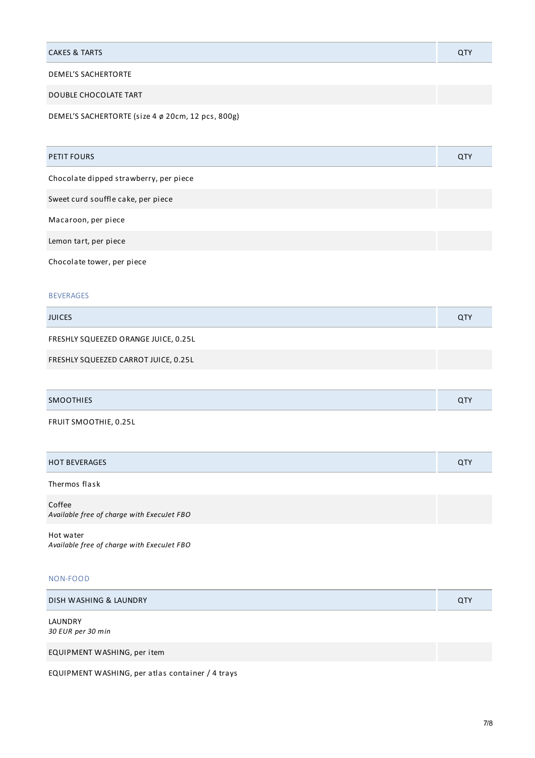| CAKES & TARTS | QTY |
| --- | --- |
| DEMEL'S SACHERTORTE | |
| DOUBLE CHOCOLATE TART | |
| DEMEL'S SACHERTORTE (size 4 ø 20cm, 12 pcs, 800g) | |

| PETIT FOURS | QTY |
| --- | --- |
| Chocolate dipped strawberry, per piece | |
| Sweet curd souffle cake, per piece | |
| Macaroon, per piece | |
| Lemon tart, per piece | |
| Chocolate tower, per piece | |

## BEVERAGES

| JUICES | QTY |
| --- | --- |
| FRESHLY SQUEEZED ORANGE JUICE, 0.25L | |
| FRESHLY SQUEEZED CARROT JUICE, 0.25L | |

| SMOOTHIES | QTY |
| --- | --- |
| FRUIT SMOOTHIE, 0.25L | |

| HOT BEVERAGES | QTY |
| --- | --- |
| Thermos flask | |
| Coffee *Available free of charge with ExecuJet FBO* | |
| Hot water *Available free of charge with ExecuJet FBO* | |

## NON-FOOD

| DISH WASHING & LAUNDRY | QTY |
| --- | --- |
| LAUNDRY *30 EUR per 30 min* | |
| EQUIPMENT WASHING, per item | |
| EQUIPMENT WASHING, per atlas container / 4 trays | |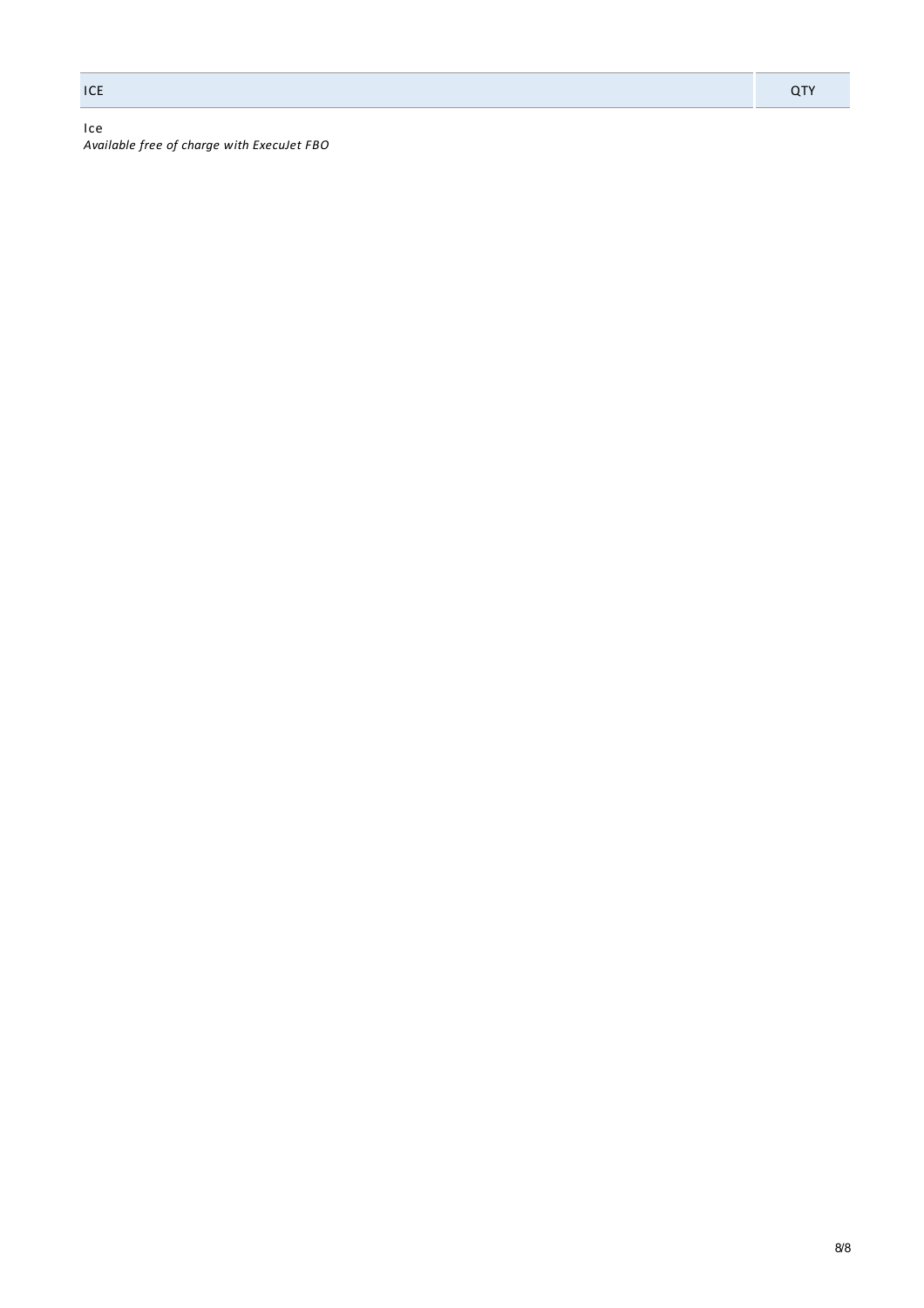| ICE | QTY |
|---|---|

Ice
*Available free of charge with ExecuJet FBO*